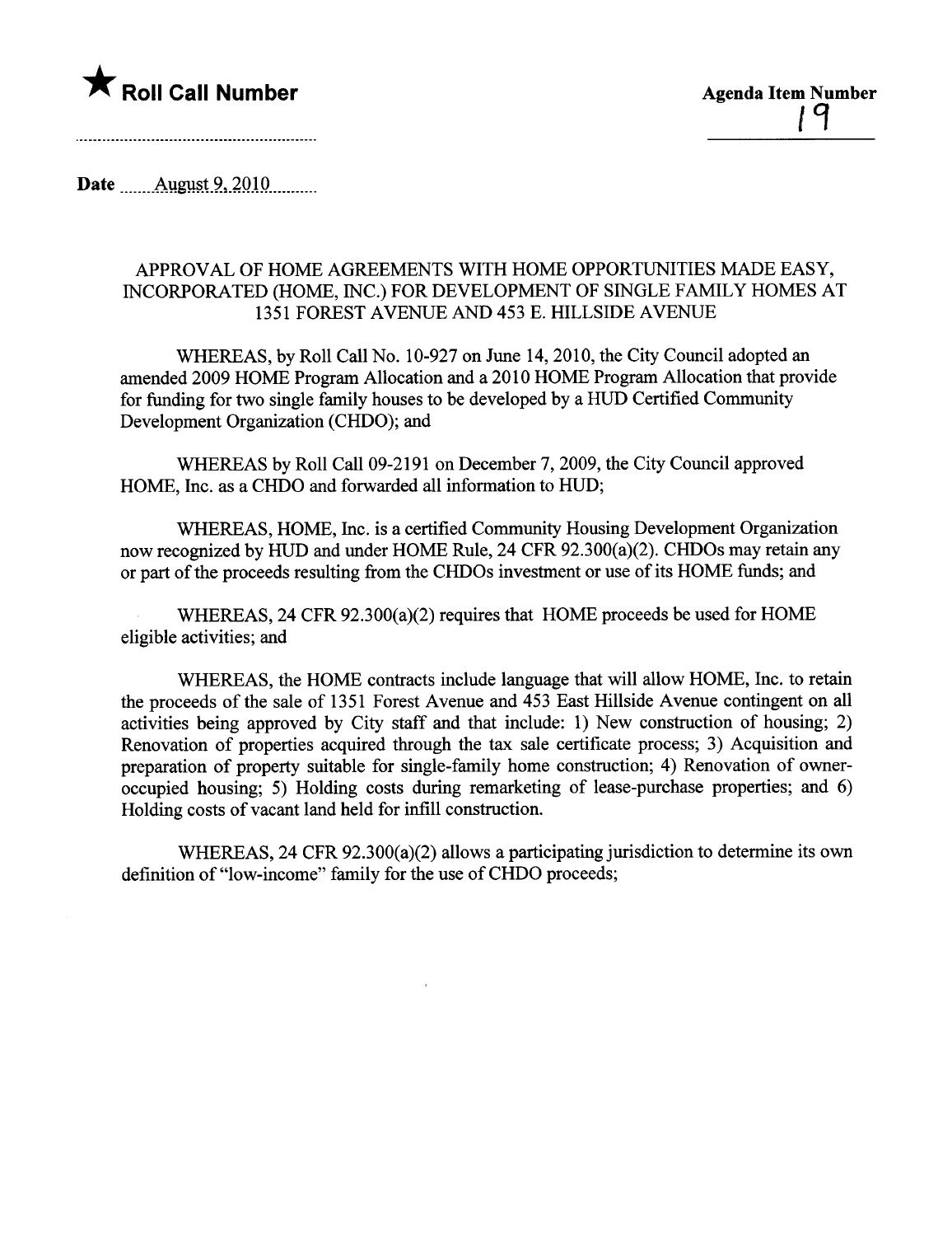★ **Roll Call Number**

**Agenda Item Number**
19

**Date** August 9, 2010

### APPROVAL OF HOME AGREEMENTS WITH HOME OPPORTUNITIES MADE EASY, INCORPORATED (HOME, INC.) FOR DEVELOPMENT OF SINGLE FAMILY HOMES AT 1351 FOREST AVENUE AND 453 E. HILLSIDE AVENUE

WHEREAS, by Roll Call No. 10-927 on June 14, 2010, the City Council adopted an amended 2009 HOME Program Allocation and a 2010 HOME Program Allocation that provide for funding for two single family houses to be developed by a HUD Certified Community Development Organization (CHDO); and

WHEREAS by Roll Call 09-2191 on December 7, 2009, the City Council approved HOME, Inc. as a CHDO and forwarded all information to HUD;

WHEREAS, HOME, Inc. is a certified Community Housing Development Organization now recognized by HUD and under HOME Rule, 24 CFR 92.300(a)(2). CHDOs may retain any or part of the proceeds resulting from the CHDOs investment or use of its HOME funds; and

WHEREAS, 24 CFR 92.300(a)(2) requires that HOME proceeds be used for HOME eligible activities; and

WHEREAS, the HOME contracts include language that will allow HOME, Inc. to retain the proceeds of the sale of 1351 Forest Avenue and 453 East Hillside Avenue contingent on all activities being approved by City staff and that include: 1) New construction of housing; 2) Renovation of properties acquired through the tax sale certificate process; 3) Acquisition and preparation of property suitable for single-family home construction; 4) Renovation of owner-occupied housing; 5) Holding costs during remarketing of lease-purchase properties; and 6) Holding costs of vacant land held for infill construction.

WHEREAS, 24 CFR 92.300(a)(2) allows a participating jurisdiction to determine its own definition of "low-income" family for the use of CHDO proceeds;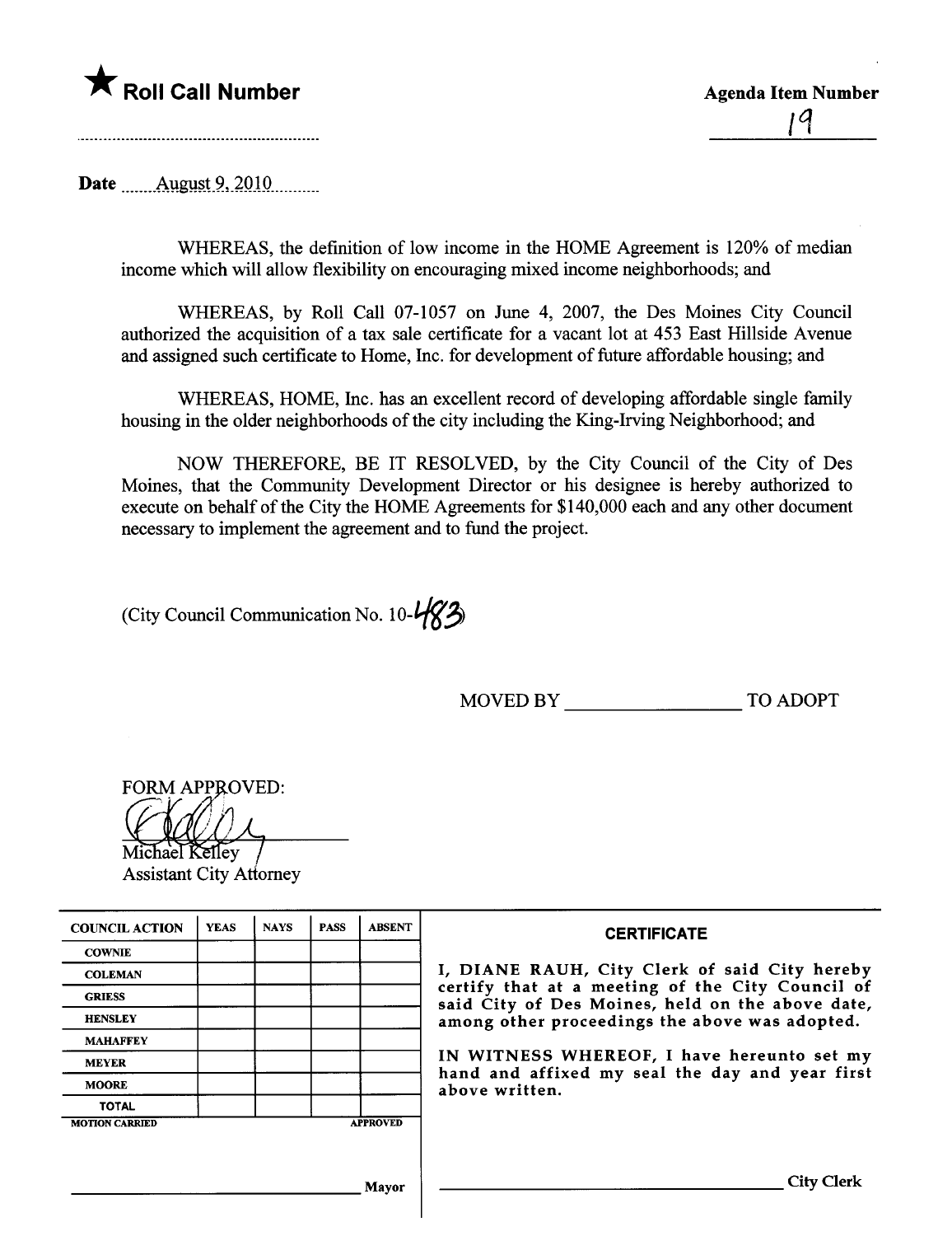★ **Roll Call Number**

**Agenda Item Number**

19

**Date** August 9, 2010

WHEREAS, the definition of low income in the HOME Agreement is 120% of median income which will allow flexibility on encouraging mixed income neighborhoods; and

WHEREAS, by Roll Call 07-1057 on June 4, 2007, the Des Moines City Council authorized the acquisition of a tax sale certificate for a vacant lot at 453 East Hillside Avenue and assigned such certificate to Home, Inc. for development of future affordable housing; and

WHEREAS, HOME, Inc. has an excellent record of developing affordable single family housing in the older neighborhoods of the city including the King-Irving Neighborhood; and

NOW THEREFORE, BE IT RESOLVED, by the City Council of the City of Des Moines, that the Community Development Director or his designee is hereby authorized to execute on behalf of the City the HOME Agreements for $140,000 each and any other document necessary to implement the agreement and to fund the project.

(City Council Communication No. 10-483)

MOVED BY ________________ TO ADOPT

FORM APPROVED:

Michael Kelley
Assistant City Attorney

| COUNCIL ACTION | YEAS | NAYS | PASS | ABSENT |
|---|---|---|---|---|
| COWNIE | | | | |
| COLEMAN | | | | |
| GRIESS | | | | |
| HENSLEY | | | | |
| MAHAFFEY | | | | |
| MEYER | | | | |
| MOORE | | | | |
| TOTAL | | | | |
| MOTION CARRIED | | | | APPROVED |

________________________ Mayor

**CERTIFICATE**

I, DIANE RAUH, City Clerk of said City hereby certify that at a meeting of the City Council of said City of Des Moines, held on the above date, among other proceedings the above was adopted.

IN WITNESS WHEREOF, I have hereunto set my hand and affixed my seal the day and year first above written.

________________________ City Clerk